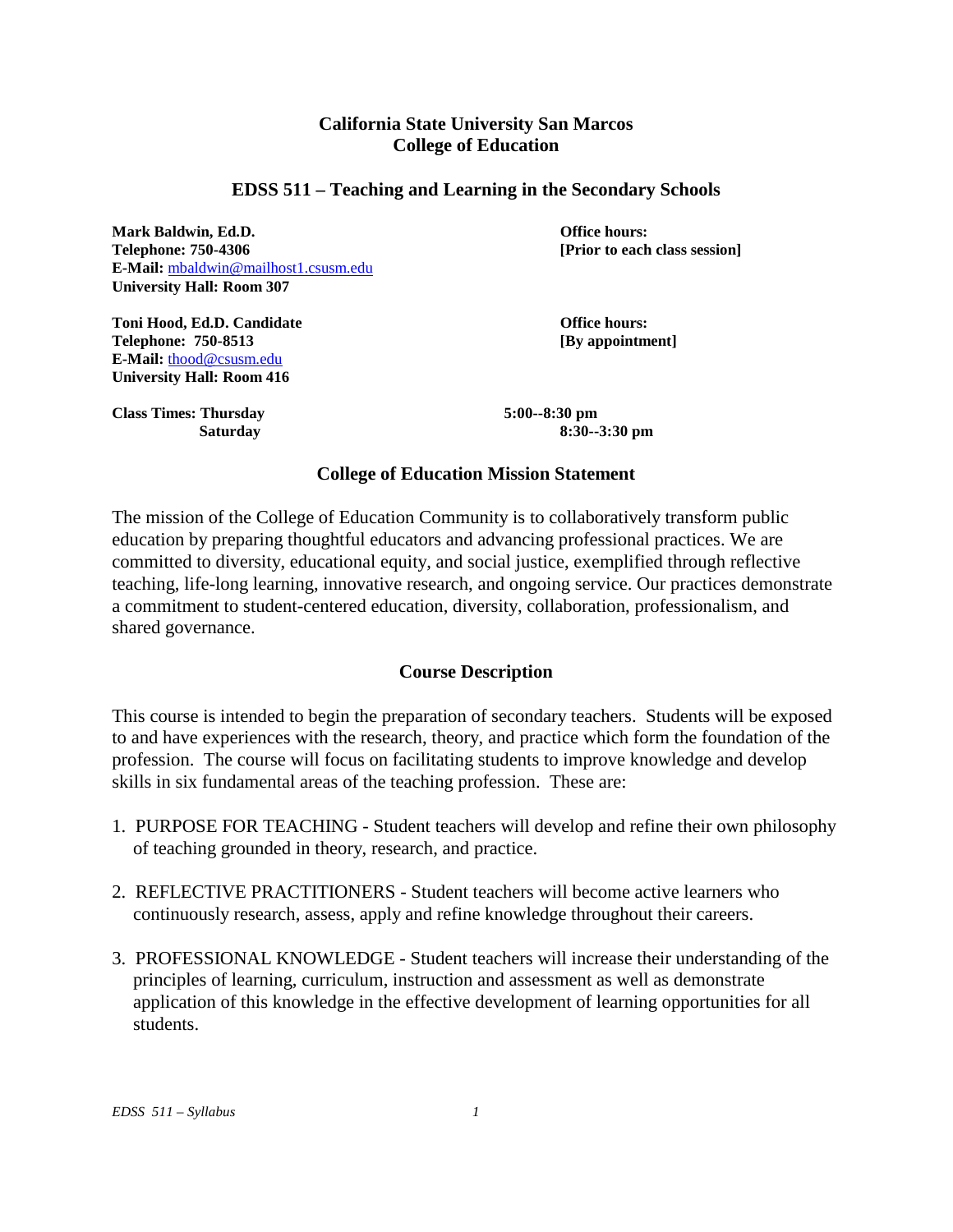**California State University San Marcos**
**College of Education**

# EDSS 511 – Teaching and Learning in the Secondary Schools

**Mark Baldwin, Ed.D.**
**Telephone: 750-4306**
**E-Mail:** mbaldwin@mailhost1.csusm.edu
**University Hall: Room 307**

**Office hours:**
**[Prior to each class session]**

**Toni Hood, Ed.D. Candidate**
**Telephone: 750-8513**
**E-Mail:** thood@csusm.edu
**University Hall: Room 416**

**Office hours:**
**[By appointment]**

**Class Times: Thursday 5:00--8:30 pm**
**Saturday 8:30--3:30 pm**

## College of Education Mission Statement

The mission of the College of Education Community is to collaboratively transform public education by preparing thoughtful educators and advancing professional practices. We are committed to diversity, educational equity, and social justice, exemplified through reflective teaching, life-long learning, innovative research, and ongoing service. Our practices demonstrate a commitment to student-centered education, diversity, collaboration, professionalism, and shared governance.

## Course Description

This course is intended to begin the preparation of secondary teachers. Students will be exposed to and have experiences with the research, theory, and practice which form the foundation of the profession. The course will focus on facilitating students to improve knowledge and develop skills in six fundamental areas of the teaching profession. These are:

1. PURPOSE FOR TEACHING - Student teachers will develop and refine their own philosophy of teaching grounded in theory, research, and practice.

2. REFLECTIVE PRACTITIONERS - Student teachers will become active learners who continuously research, assess, apply and refine knowledge throughout their careers.

3. PROFESSIONAL KNOWLEDGE - Student teachers will increase their understanding of the principles of learning, curriculum, instruction and assessment as well as demonstrate application of this knowledge in the effective development of learning opportunities for all students.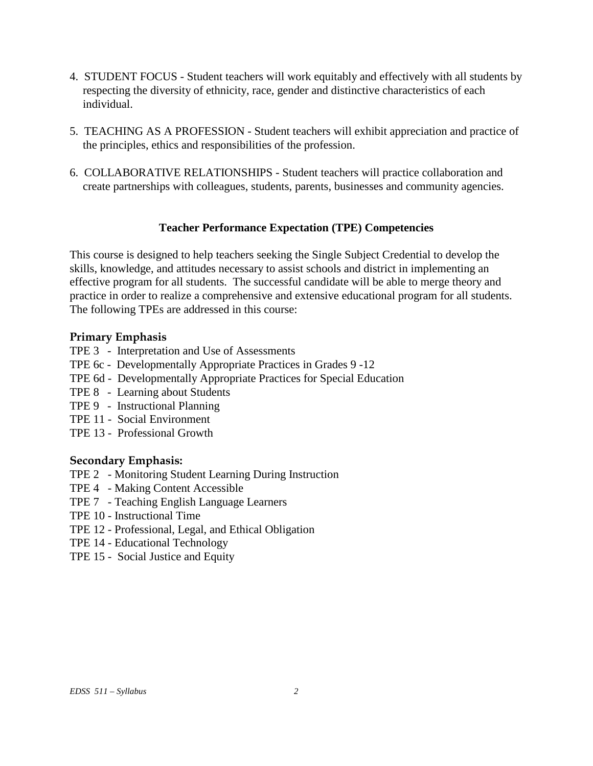4. STUDENT FOCUS - Student teachers will work equitably and effectively with all students by respecting the diversity of ethnicity, race, gender and distinctive characteristics of each individual.

5. TEACHING AS A PROFESSION - Student teachers will exhibit appreciation and practice of the principles, ethics and responsibilities of the profession.

6. COLLABORATIVE RELATIONSHIPS - Student teachers will practice collaboration and create partnerships with colleagues, students, parents, businesses and community agencies.

## Teacher Performance Expectation (TPE) Competencies

This course is designed to help teachers seeking the Single Subject Credential to develop the skills, knowledge, and attitudes necessary to assist schools and district in implementing an effective program for all students. The successful candidate will be able to merge theory and practice in order to realize a comprehensive and extensive educational program for all students. The following TPEs are addressed in this course:

### Primary Emphasis

TPE 3 - Interpretation and Use of Assessments
TPE 6c - Developmentally Appropriate Practices in Grades 9 -12
TPE 6d - Developmentally Appropriate Practices for Special Education
TPE 8 - Learning about Students
TPE 9 - Instructional Planning
TPE 11 - Social Environment
TPE 13 - Professional Growth

### Secondary Emphasis:

TPE 2 - Monitoring Student Learning During Instruction
TPE 4 - Making Content Accessible
TPE 7 - Teaching English Language Learners
TPE 10 - Instructional Time
TPE 12 - Professional, Legal, and Ethical Obligation
TPE 14 - Educational Technology
TPE 15 - Social Justice and Equity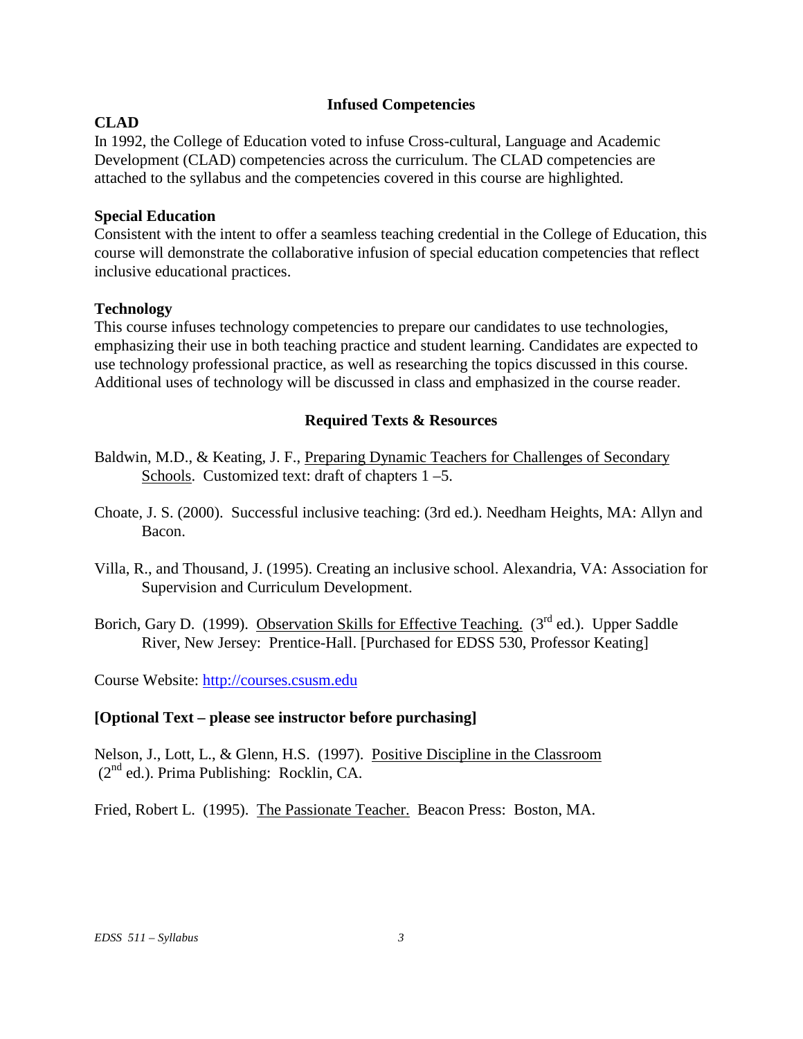## Infused Competencies

**CLAD**

In 1992, the College of Education voted to infuse Cross-cultural, Language and Academic Development (CLAD) competencies across the curriculum. The CLAD competencies are attached to the syllabus and the competencies covered in this course are highlighted.

**Special Education**

Consistent with the intent to offer a seamless teaching credential in the College of Education, this course will demonstrate the collaborative infusion of special education competencies that reflect inclusive educational practices.

**Technology**

This course infuses technology competencies to prepare our candidates to use technologies, emphasizing their use in both teaching practice and student learning. Candidates are expected to use technology professional practice, as well as researching the topics discussed in this course. Additional uses of technology will be discussed in class and emphasized in the course reader.

## Required Texts & Resources

Baldwin, M.D., & Keating, J. F., Preparing Dynamic Teachers for Challenges of Secondary Schools. Customized text: draft of chapters 1 –5.

Choate, J. S. (2000). Successful inclusive teaching: (3rd ed.). Needham Heights, MA: Allyn and Bacon.

Villa, R., and Thousand, J. (1995). Creating an inclusive school. Alexandria, VA: Association for Supervision and Curriculum Development.

Borich, Gary D. (1999). Observation Skills for Effective Teaching. (3rd ed.). Upper Saddle River, New Jersey: Prentice-Hall. [Purchased for EDSS 530, Professor Keating]

Course Website: http://courses.csusm.edu

**[Optional Text – please see instructor before purchasing]**

Nelson, J., Lott, L., & Glenn, H.S. (1997). Positive Discipline in the Classroom (2nd ed.). Prima Publishing: Rocklin, CA.

Fried, Robert L. (1995). The Passionate Teacher. Beacon Press: Boston, MA.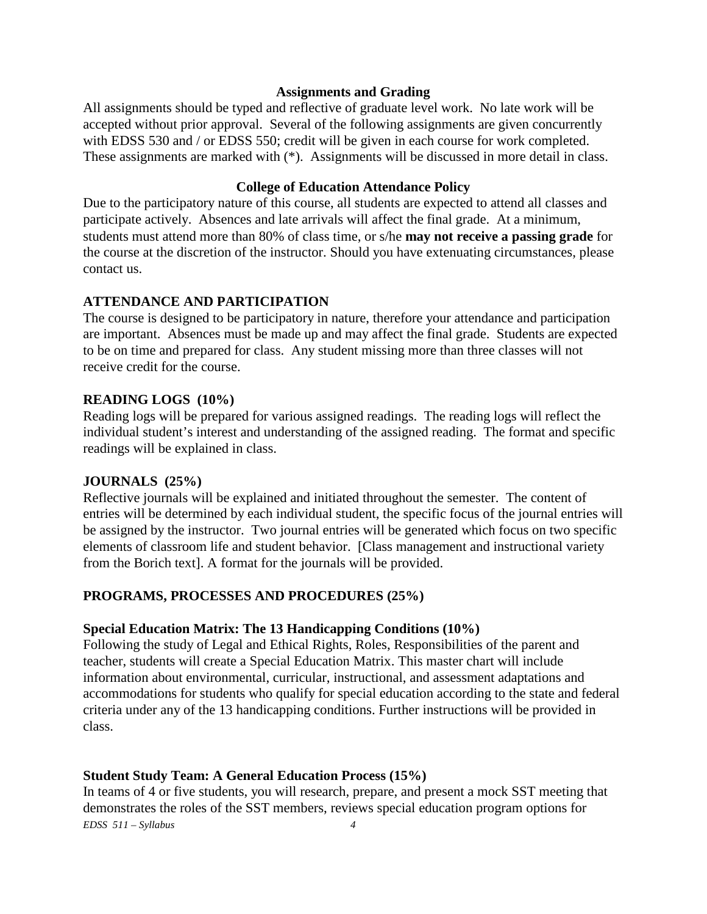## Assignments and Grading

All assignments should be typed and reflective of graduate level work. No late work will be accepted without prior approval. Several of the following assignments are given concurrently with EDSS 530 and / or EDSS 550; credit will be given in each course for work completed. These assignments are marked with (*). Assignments will be discussed in more detail in class.

## College of Education Attendance Policy

Due to the participatory nature of this course, all students are expected to attend all classes and participate actively. Absences and late arrivals will affect the final grade. At a minimum, students must attend more than 80% of class time, or s/he **may not receive a passing grade** for the course at the discretion of the instructor. Should you have extenuating circumstances, please contact us.

### ATTENDANCE AND PARTICIPATION

The course is designed to be participatory in nature, therefore your attendance and participation are important. Absences must be made up and may affect the final grade. Students are expected to be on time and prepared for class. Any student missing more than three classes will not receive credit for the course.

### READING LOGS (10%)

Reading logs will be prepared for various assigned readings. The reading logs will reflect the individual student's interest and understanding of the assigned reading. The format and specific readings will be explained in class.

### JOURNALS (25%)

Reflective journals will be explained and initiated throughout the semester. The content of entries will be determined by each individual student, the specific focus of the journal entries will be assigned by the instructor. Two journal entries will be generated which focus on two specific elements of classroom life and student behavior. [Class management and instructional variety from the Borich text]. A format for the journals will be provided.

### PROGRAMS, PROCESSES AND PROCEDURES (25%)

**Special Education Matrix: The 13 Handicapping Conditions (10%)**

Following the study of Legal and Ethical Rights, Roles, Responsibilities of the parent and teacher, students will create a Special Education Matrix. This master chart will include information about environmental, curricular, instructional, and assessment adaptations and accommodations for students who qualify for special education according to the state and federal criteria under any of the 13 handicapping conditions. Further instructions will be provided in class.

**Student Study Team: A General Education Process (15%)**

In teams of 4 or five students, you will research, prepare, and present a mock SST meeting that demonstrates the roles of the SST members, reviews special education program options for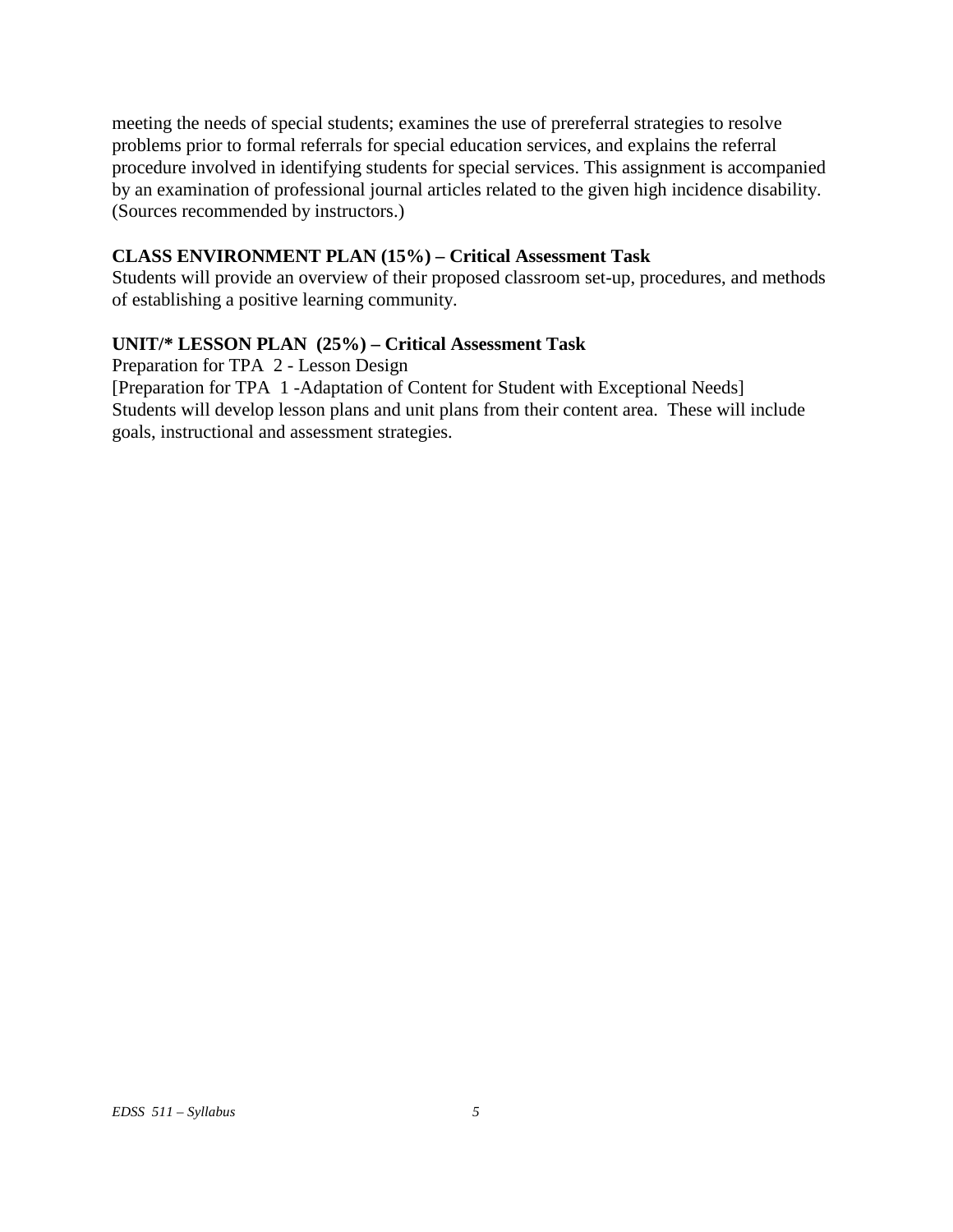meeting the needs of special students; examines the use of prereferral strategies to resolve problems prior to formal referrals for special education services, and explains the referral procedure involved in identifying students for special services. This assignment is accompanied by an examination of professional journal articles related to the given high incidence disability. (Sources recommended by instructors.)

**CLASS ENVIRONMENT PLAN (15%) – Critical Assessment Task**

Students will provide an overview of their proposed classroom set-up, procedures, and methods of establishing a positive learning community.

**UNIT/* LESSON PLAN (25%) – Critical Assessment Task**

Preparation for TPA 2 - Lesson Design

[Preparation for TPA 1 -Adaptation of Content for Student with Exceptional Needs]

Students will develop lesson plans and unit plans from their content area. These will include goals, instructional and assessment strategies.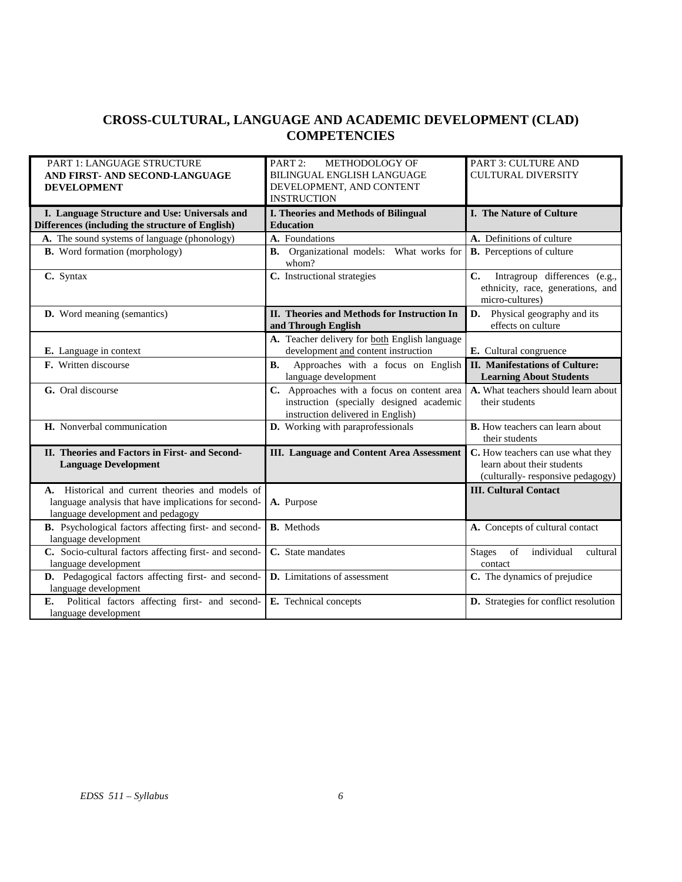# CROSS-CULTURAL, LANGUAGE AND ACADEMIC DEVELOPMENT (CLAD) COMPETENCIES

| PART 1: LANGUAGE STRUCTURE **AND FIRST- AND SECOND-LANGUAGE DEVELOPMENT** | PART 2: METHODOLOGY OF BILINGUAL ENGLISH LANGUAGE DEVELOPMENT, AND CONTENT INSTRUCTION | PART 3: CULTURE AND CULTURAL DIVERSITY |
|---|---|---|
| **I. Language Structure and Use: Universals and Differences (including the structure of English)** | **I. Theories and Methods of Bilingual Education** | **I. The Nature of Culture** |
| **A.** The sound systems of language (phonology) | **A.** Foundations | **A.** Definitions of culture |
| **B.** Word formation (morphology) | **B.** Organizational models: What works for whom? | **B.** Perceptions of culture |
| **C.** Syntax | **C.** Instructional strategies | **C.** Intragroup differences (e.g., ethnicity, race, generations, and micro-cultures) |
| **D.** Word meaning (semantics) | **II. Theories and Methods for Instruction In and Through English** | **D.** Physical geography and its effects on culture |
| **E.** Language in context | **A.** Teacher delivery for both English language development and content instruction | **E.** Cultural congruence |
| **F.** Written discourse | **B.** Approaches with a focus on English language development | **II. Manifestations of Culture: Learning About Students** |
| **G.** Oral discourse | **C.** Approaches with a focus on content area instruction (specially designed academic instruction delivered in English) | **A.** What teachers should learn about their students |
| **H.** Nonverbal communication | **D.** Working with paraprofessionals | **B.** How teachers can learn about their students |
| **II. Theories and Factors in First- and Second-Language Development** | **III. Language and Content Area Assessment** | **C.** How teachers can use what they learn about their students (culturally- responsive pedagogy) |
| **A.** Historical and current theories and models of language analysis that have implications for second-language development and pedagogy | **A.** Purpose | **III. Cultural Contact** |
| **B.** Psychological factors affecting first- and second-language development | **B.** Methods | **A.** Concepts of cultural contact |
| **C.** Socio-cultural factors affecting first- and second-language development | **C.** State mandates | Stages of individual cultural contact |
| **D.** Pedagogical factors affecting first- and second-language development | **D.** Limitations of assessment | **C.** The dynamics of prejudice |
| **E.** Political factors affecting first- and second-language development | **E.** Technical concepts | **D.** Strategies for conflict resolution |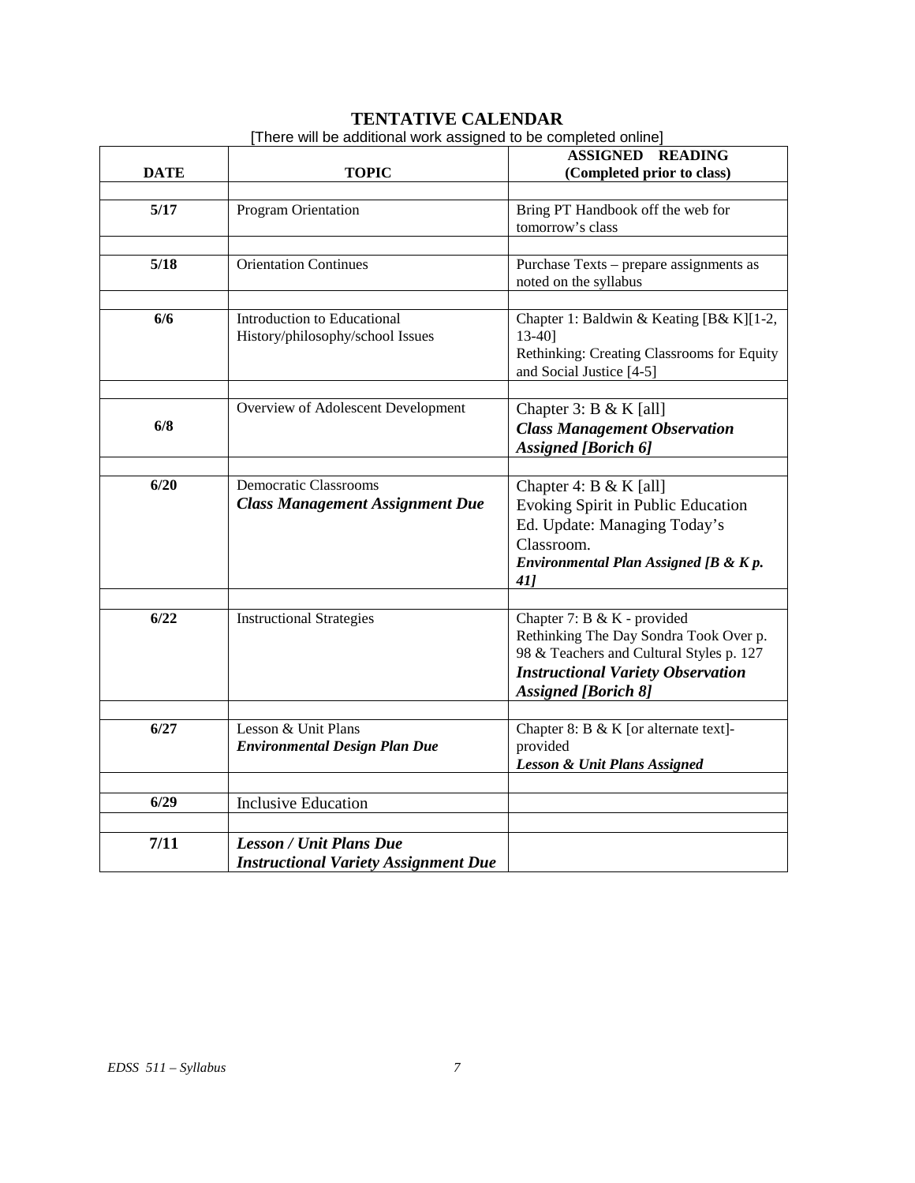# TENTATIVE CALENDAR

[There will be additional work assigned to be completed online]

| DATE | TOPIC | ASSIGNED READING (Completed prior to class) |
|---|---|---|
| 5/17 | Program Orientation | Bring PT Handbook off the web for tomorrow's class |
| 5/18 | Orientation Continues | Purchase Texts – prepare assignments as noted on the syllabus |
| 6/6 | Introduction to Educational History/philosophy/school Issues | Chapter 1: Baldwin & Keating [B& K][1-2, 13-40]<br>Rethinking: Creating Classrooms for Equity and Social Justice [4-5] |
| 6/8 | Overview of Adolescent Development | Chapter 3: B & K [all]<br>***Class Management Observation Assigned [Borich 6]*** |
| 6/20 | Democratic Classrooms<br>***Class Management Assignment Due*** | Chapter 4: B & K [all]<br>Evoking Spirit in Public Education<br>Ed. Update: Managing Today's Classroom.<br>***Environmental Plan Assigned [B & K p. 41]*** |
| 6/22 | Instructional Strategies | Chapter 7: B & K - provided<br>Rethinking The Day Sondra Took Over p. 98 & Teachers and Cultural Styles p. 127<br>***Instructional Variety Observation Assigned [Borich 8]*** |
| 6/27 | Lesson & Unit Plans<br>***Environmental Design Plan Due*** | Chapter 8: B & K [or alternate text]- provided<br>***Lesson & Unit Plans Assigned*** |
| 6/29 | Inclusive Education | |
| 7/11 | ***Lesson / Unit Plans Due***<br>***Instructional Variety Assignment Due*** | |